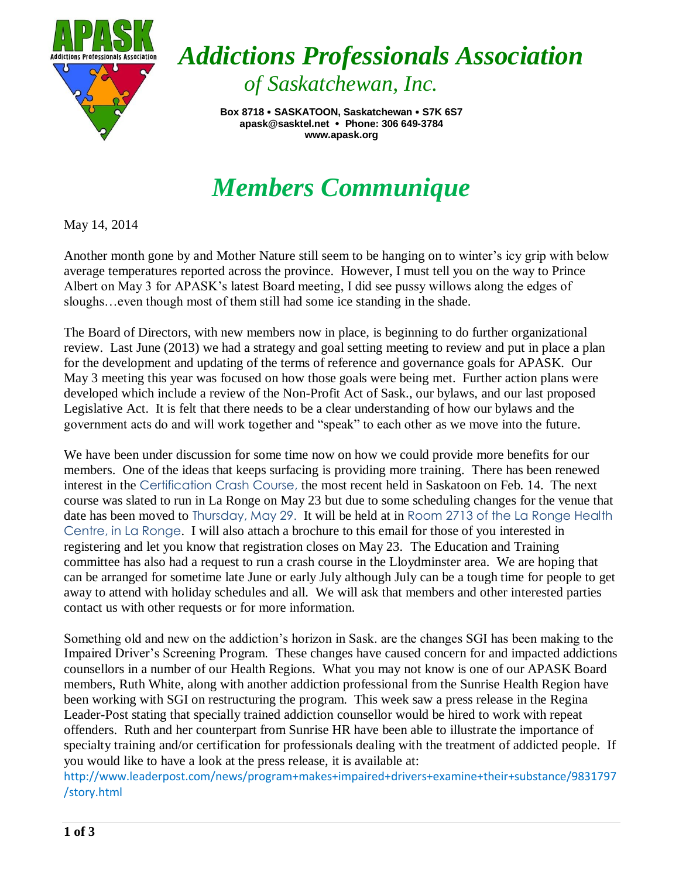# Addictions Professionals Association of Saskatchewan, Inc.

**Box 8718 • SASKATOON, Saskatchewan • S7K 6S7**
**apask@sasktel.net • Phone: 306 649-3784**
**www.apask.org**

# *Members Communique*

May 14, 2014

Another month gone by and Mother Nature still seem to be hanging on to winter's icy grip with below average temperatures reported across the province. However, I must tell you on the way to Prince Albert on May 3 for APASK's latest Board meeting, I did see pussy willows along the edges of sloughs…even though most of them still had some ice standing in the shade.

The Board of Directors, with new members now in place, is beginning to do further organizational review. Last June (2013) we had a strategy and goal setting meeting to review and put in place a plan for the development and updating of the terms of reference and governance goals for APASK. Our May 3 meeting this year was focused on how those goals were being met. Further action plans were developed which include a review of the Non-Profit Act of Sask., our bylaws, and our last proposed Legislative Act. It is felt that there needs to be a clear understanding of how our bylaws and the government acts do and will work together and "speak" to each other as we move into the future.

We have been under discussion for some time now on how we could provide more benefits for our members. One of the ideas that keeps surfacing is providing more training. There has been renewed interest in the Certification Crash Course, the most recent held in Saskatoon on Feb. 14. The next course was slated to run in La Ronge on May 23 but due to some scheduling changes for the venue that date has been moved to Thursday, May 29. It will be held at in Room 2713 of the La Ronge Health Centre, in La Ronge. I will also attach a brochure to this email for those of you interested in registering and let you know that registration closes on May 23. The Education and Training committee has also had a request to run a crash course in the Lloydminster area. We are hoping that can be arranged for sometime late June or early July although July can be a tough time for people to get away to attend with holiday schedules and all. We will ask that members and other interested parties contact us with other requests or for more information.

Something old and new on the addiction's horizon in Sask. are the changes SGI has been making to the Impaired Driver's Screening Program. These changes have caused concern for and impacted addictions counsellors in a number of our Health Regions. What you may not know is one of our APASK Board members, Ruth White, along with another addiction professional from the Sunrise Health Region have been working with SGI on restructuring the program. This week saw a press release in the Regina Leader-Post stating that specially trained addiction counsellor would be hired to work with repeat offenders. Ruth and her counterpart from Sunrise HR have been able to illustrate the importance of specialty training and/or certification for professionals dealing with the treatment of addicted people. If you would like to have a look at the press release, it is available at:
http://www.leaderpost.com/news/program+makes+impaired+drivers+examine+their+substance/9831797/story.html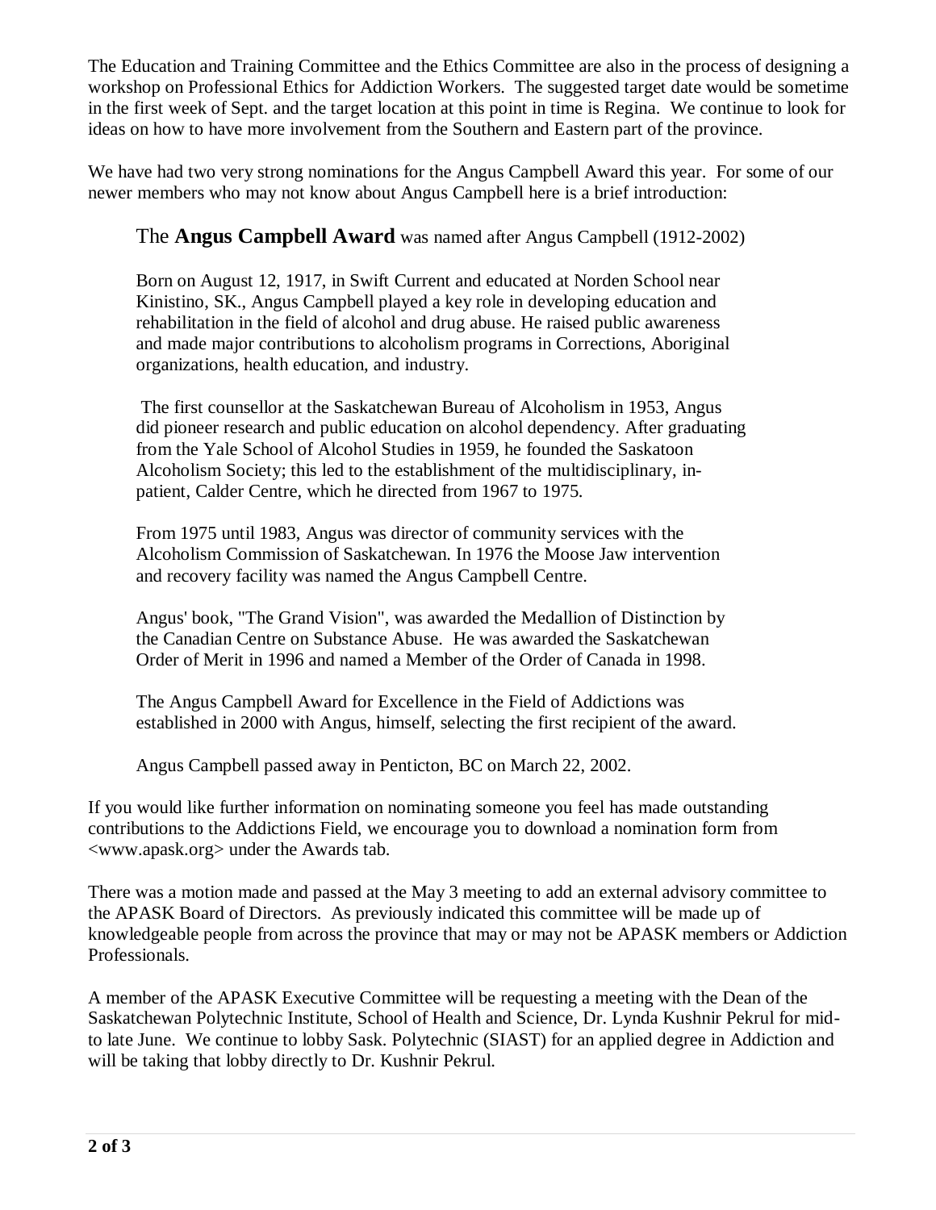The Education and Training Committee and the Ethics Committee are also in the process of designing a workshop on Professional Ethics for Addiction Workers. The suggested target date would be sometime in the first week of Sept. and the target location at this point in time is Regina. We continue to look for ideas on how to have more involvement from the Southern and Eastern part of the province.

We have had two very strong nominations for the Angus Campbell Award this year. For some of our newer members who may not know about Angus Campbell here is a brief introduction:

> The **Angus Campbell Award** was named after Angus Campbell (1912-2002)
>
> Born on August 12, 1917, in Swift Current and educated at Norden School near Kinistino, SK., Angus Campbell played a key role in developing education and rehabilitation in the field of alcohol and drug abuse. He raised public awareness and made major contributions to alcoholism programs in Corrections, Aboriginal organizations, health education, and industry.
>
> The first counsellor at the Saskatchewan Bureau of Alcoholism in 1953, Angus did pioneer research and public education on alcohol dependency. After graduating from the Yale School of Alcohol Studies in 1959, he founded the Saskatoon Alcoholism Society; this led to the establishment of the multidisciplinary, in-patient, Calder Centre, which he directed from 1967 to 1975.
>
> From 1975 until 1983, Angus was director of community services with the Alcoholism Commission of Saskatchewan. In 1976 the Moose Jaw intervention and recovery facility was named the Angus Campbell Centre.
>
> Angus' book, "The Grand Vision", was awarded the Medallion of Distinction by the Canadian Centre on Substance Abuse. He was awarded the Saskatchewan Order of Merit in 1996 and named a Member of the Order of Canada in 1998.
>
> The Angus Campbell Award for Excellence in the Field of Addictions was established in 2000 with Angus, himself, selecting the first recipient of the award.
>
> Angus Campbell passed away in Penticton, BC on March 22, 2002.

If you would like further information on nominating someone you feel has made outstanding contributions to the Addictions Field, we encourage you to download a nomination form from <www.apask.org> under the Awards tab.

There was a motion made and passed at the May 3 meeting to add an external advisory committee to the APASK Board of Directors. As previously indicated this committee will be made up of knowledgeable people from across the province that may or may not be APASK members or Addiction Professionals.

A member of the APASK Executive Committee will be requesting a meeting with the Dean of the Saskatchewan Polytechnic Institute, School of Health and Science, Dr. Lynda Kushnir Pekrul for mid- to late June. We continue to lobby Sask. Polytechnic (SIAST) for an applied degree in Addiction and will be taking that lobby directly to Dr. Kushnir Pekrul.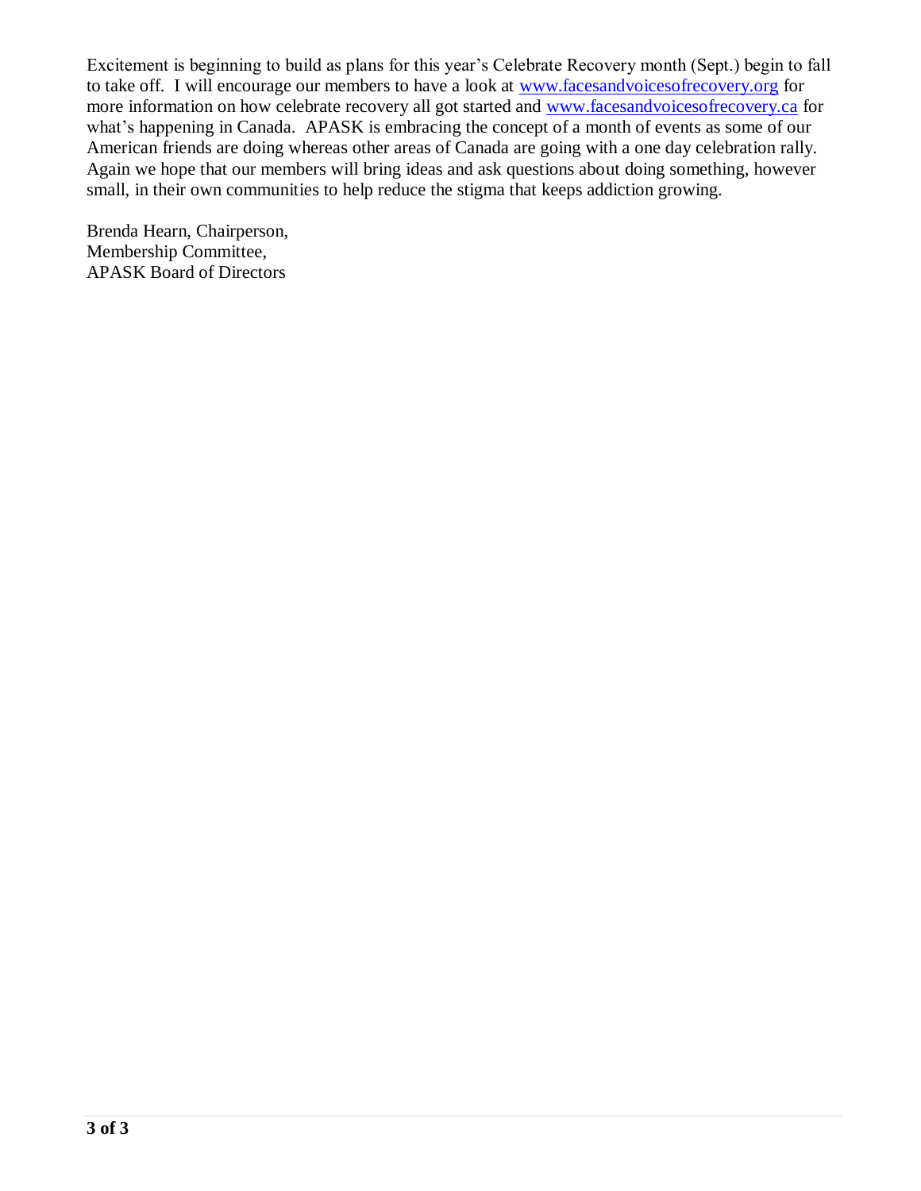Excitement is beginning to build as plans for this year's Celebrate Recovery month (Sept.) begin to fall to take off. I will encourage our members to have a look at [www.facesandvoicesofrecovery.org](http://www.facesandvoicesofrecovery.org) for more information on how celebrate recovery all got started and [www.facesandvoicesofrecovery.ca](http://www.facesandvoicesofrecovery.ca) for what's happening in Canada. APASK is embracing the concept of a month of events as some of our American friends are doing whereas other areas of Canada are going with a one day celebration rally. Again we hope that our members will bring ideas and ask questions about doing something, however small, in their own communities to help reduce the stigma that keeps addiction growing.

Brenda Hearn, Chairperson,
Membership Committee,
APASK Board of Directors